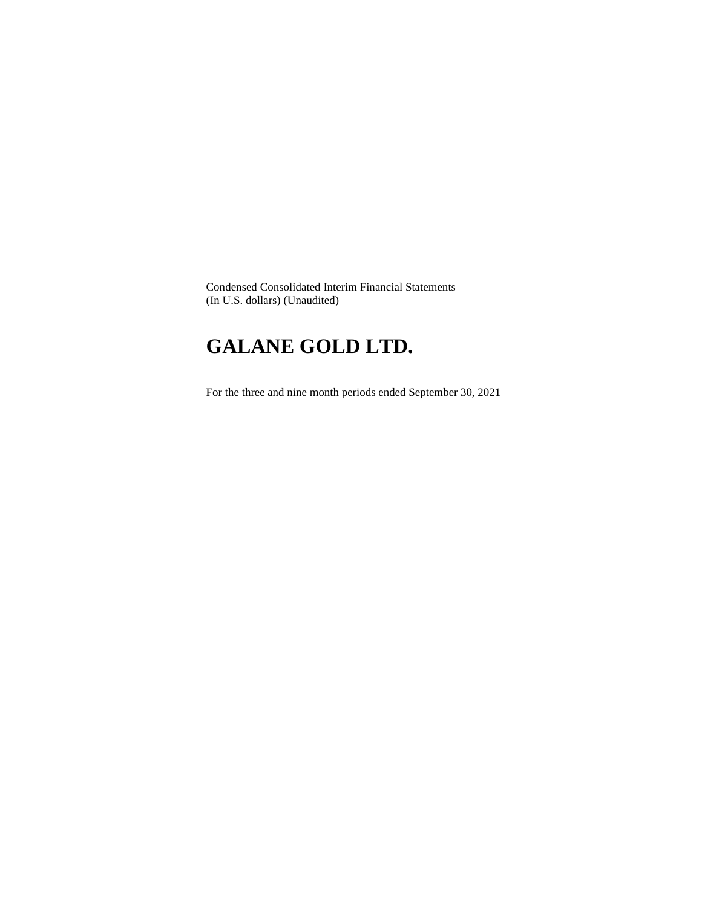Condensed Consolidated Interim Financial Statements
(In U.S. dollars) (Unaudited)

# GALANE GOLD LTD.

For the three and nine month periods ended September 30, 2021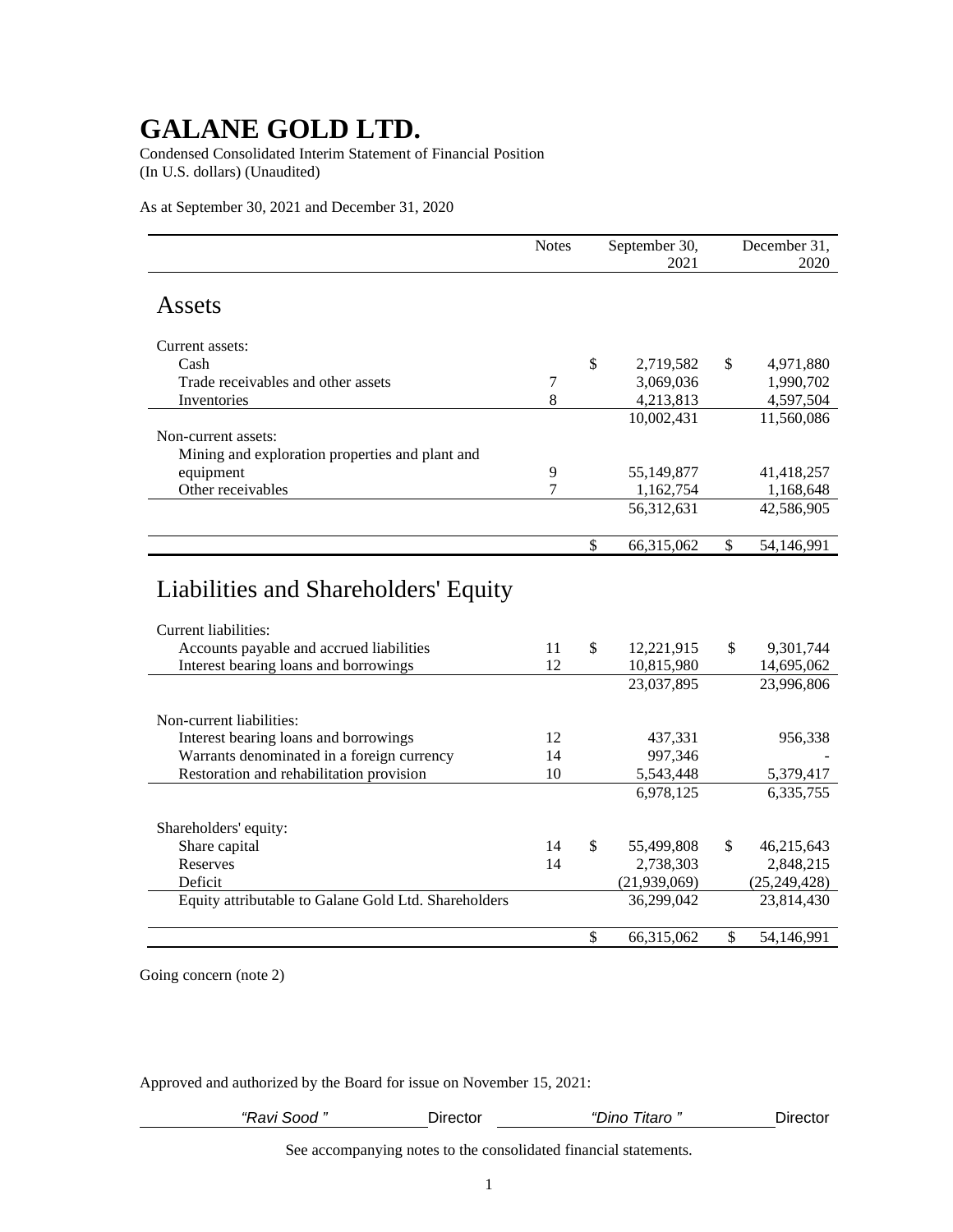# GALANE GOLD LTD.

Condensed Consolidated Interim Statement of Financial Position
(In U.S. dollars) (Unaudited)

As at September 30, 2021 and December 31, 2020

| | Notes | September 30, 2021 | December 31, 2020 |
|---|---|---|---|
| **Assets** | | | |
| Current assets: | | | |
| Cash | | $ 2,719,582 | $ 4,971,880 |
| Trade receivables and other assets | 7 | 3,069,036 | 1,990,702 |
| Inventories | 8 | 4,213,813 | 4,597,504 |
| | | 10,002,431 | 11,560,086 |
| Non-current assets: | | | |
| Mining and exploration properties and plant and equipment | 9 | 55,149,877 | 41,418,257 |
| Other receivables | 7 | 1,162,754 | 1,168,648 |
| | | 56,312,631 | 42,586,905 |
| | | $ 66,315,062 | $ 54,146,991 |
| **Liabilities and Shareholders' Equity** | | | |
| Current liabilities: | | | |
| Accounts payable and accrued liabilities | 11 | $ 12,221,915 | $ 9,301,744 |
| Interest bearing loans and borrowings | 12 | 10,815,980 | 14,695,062 |
| | | 23,037,895 | 23,996,806 |
| Non-current liabilities: | | | |
| Interest bearing loans and borrowings | 12 | 437,331 | 956,338 |
| Warrants denominated in a foreign currency | 14 | 997,346 | - |
| Restoration and rehabilitation provision | 10 | 5,543,448 | 5,379,417 |
| | | 6,978,125 | 6,335,755 |
| Shareholders' equity: | | | |
| Share capital | 14 | $ 55,499,808 | $ 46,215,643 |
| Reserves | 14 | 2,738,303 | 2,848,215 |
| Deficit | | (21,939,069) | (25,249,428) |
| Equity attributable to Galane Gold Ltd. Shareholders | | 36,299,042 | 23,814,430 |
| | | $ 66,315,062 | $ 54,146,991 |

Going concern (note 2)

Approved and authorized by the Board for issue on November 15, 2021:

*"Ravi Sood "* Director *"Dino Titaro "* Director

See accompanying notes to the consolidated financial statements.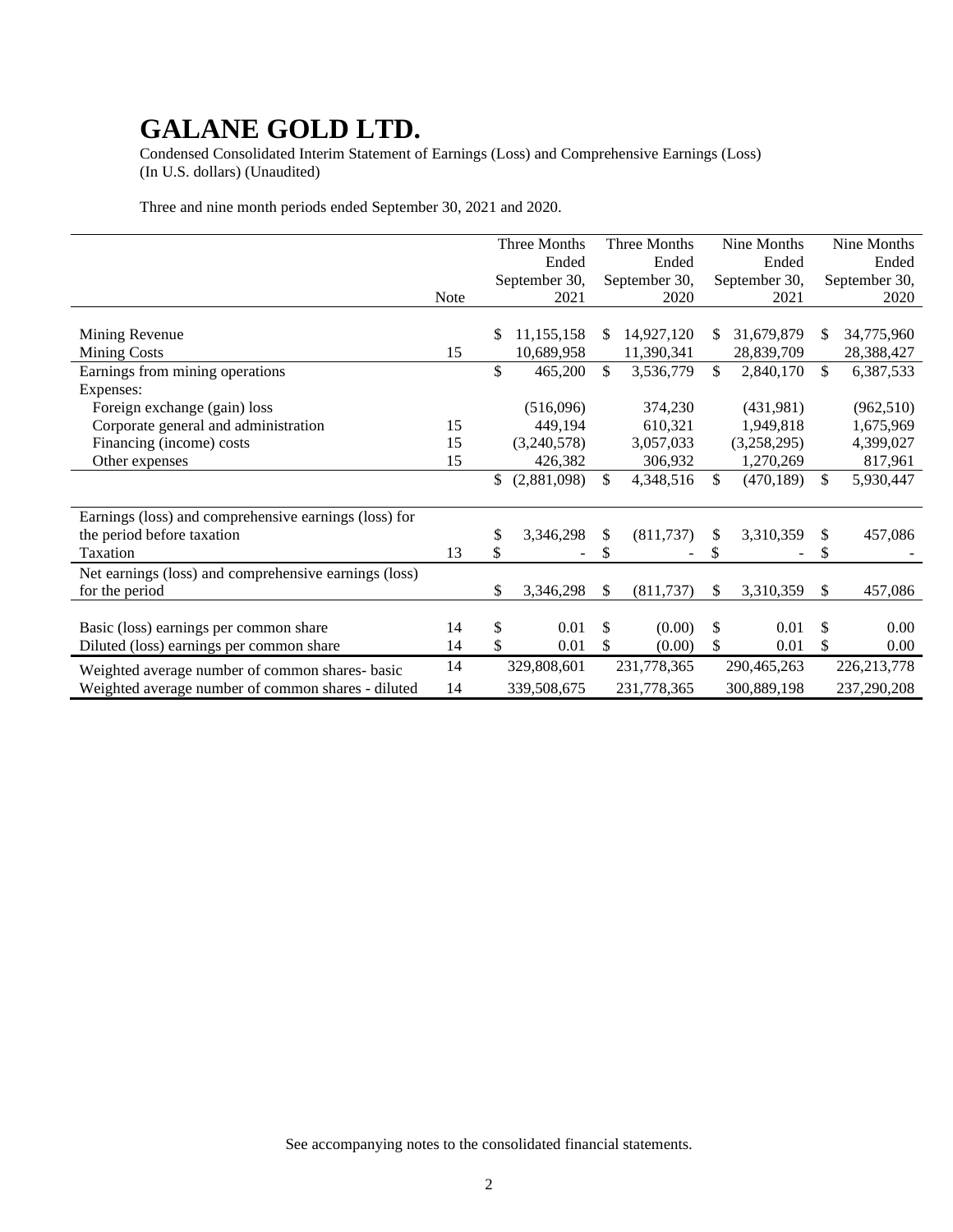# GALANE GOLD LTD.

Condensed Consolidated Interim Statement of Earnings (Loss) and Comprehensive Earnings (Loss)
(In U.S. dollars) (Unaudited)

Three and nine month periods ended September 30, 2021 and 2020.

| | Note | Three Months Ended September 30, 2021 | Three Months Ended September 30, 2020 | Nine Months Ended September 30, 2021 | Nine Months Ended September 30, 2020 |
|---|---|---|---|---|---|
| Mining Revenue | | $ 11,155,158 | $ 14,927,120 | $ 31,679,879 | $ 34,775,960 |
| Mining Costs | 15 | 10,689,958 | 11,390,341 | 28,839,709 | 28,388,427 |
| Earnings from mining operations | | $ 465,200 | $ 3,536,779 | $ 2,840,170 | $ 6,387,533 |
| Expenses: | | | | | |
| Foreign exchange (gain) loss | | (516,096) | 374,230 | (431,981) | (962,510) |
| Corporate general and administration | 15 | 449,194 | 610,321 | 1,949,818 | 1,675,969 |
| Financing (income) costs | 15 | (3,240,578) | 3,057,033 | (3,258,295) | 4,399,027 |
| Other expenses | 15 | 426,382 | 306,932 | 1,270,269 | 817,961 |
| | | $ (2,881,098) | $ 4,348,516 | $ (470,189) | $ 5,930,447 |
| Earnings (loss) and comprehensive earnings (loss) for the period before taxation | | $ 3,346,298 | $ (811,737) | $ 3,310,359 | $ 457,086 |
| Taxation | 13 | $ - | $ - | $ - | $ - |
| Net earnings (loss) and comprehensive earnings (loss) for the period | | $ 3,346,298 | $ (811,737) | $ 3,310,359 | $ 457,086 |
| Basic (loss) earnings per common share | 14 | $ 0.01 | $ (0.00) | $ 0.01 | $ 0.00 |
| Diluted (loss) earnings per common share | 14 | $ 0.01 | $ (0.00) | $ 0.01 | $ 0.00 |
| Weighted average number of common shares- basic | 14 | 329,808,601 | 231,778,365 | 290,465,263 | 226,213,778 |
| Weighted average number of common shares - diluted | 14 | 339,508,675 | 231,778,365 | 300,889,198 | 237,290,208 |

See accompanying notes to the consolidated financial statements.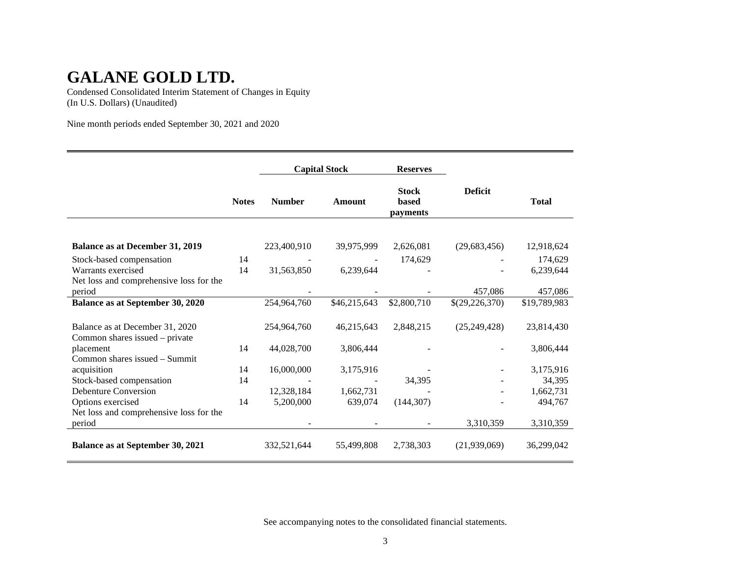# GALANE GOLD LTD.

Condensed Consolidated Interim Statement of Changes in Equity
(In U.S. Dollars) (Unaudited)

Nine month periods ended September 30, 2021 and 2020

| | | Capital Stock | | Reserves | | |
|---|---|---|---|---|---|---|
| | **Notes** | **Number** | **Amount** | **Stock based payments** | **Deficit** | **Total** |
| **Balance as at December 31, 2019** | | 223,400,910 | 39,975,999 | 2,626,081 | (29,683,456) | 12,918,624 |
| Stock-based compensation | 14 | - | - | 174,629 | - | 174,629 |
| Warrants exercised | 14 | 31,563,850 | 6,239,644 | - | - | 6,239,644 |
| Net loss and comprehensive loss for the period | | - | - | - | 457,086 | 457,086 |
| **Balance as at September 30, 2020** | | 254,964,760 | $46,215,643 | $2,800,710 | $(29,226,370) | $19,789,983 |
| Balance as at December 31, 2020 | | 254,964,760 | 46,215,643 | 2,848,215 | (25,249,428) | 23,814,430 |
| Common shares issued – private placement | 14 | 44,028,700 | 3,806,444 | - | - | 3,806,444 |
| Common shares issued – Summit acquisition | 14 | 16,000,000 | 3,175,916 | - | - | 3,175,916 |
| Stock-based compensation | 14 | - | - | 34,395 | - | 34,395 |
| Debenture Conversion | | 12,328,184 | 1,662,731 | - | - | 1,662,731 |
| Options exercised | 14 | 5,200,000 | 639,074 | (144,307) | - | 494,767 |
| Net loss and comprehensive loss for the period | | - | - | - | 3,310,359 | 3,310,359 |
| **Balance as at September 30, 2021** | | 332,521,644 | 55,499,808 | 2,738,303 | (21,939,069) | 36,299,042 |

See accompanying notes to the consolidated financial statements.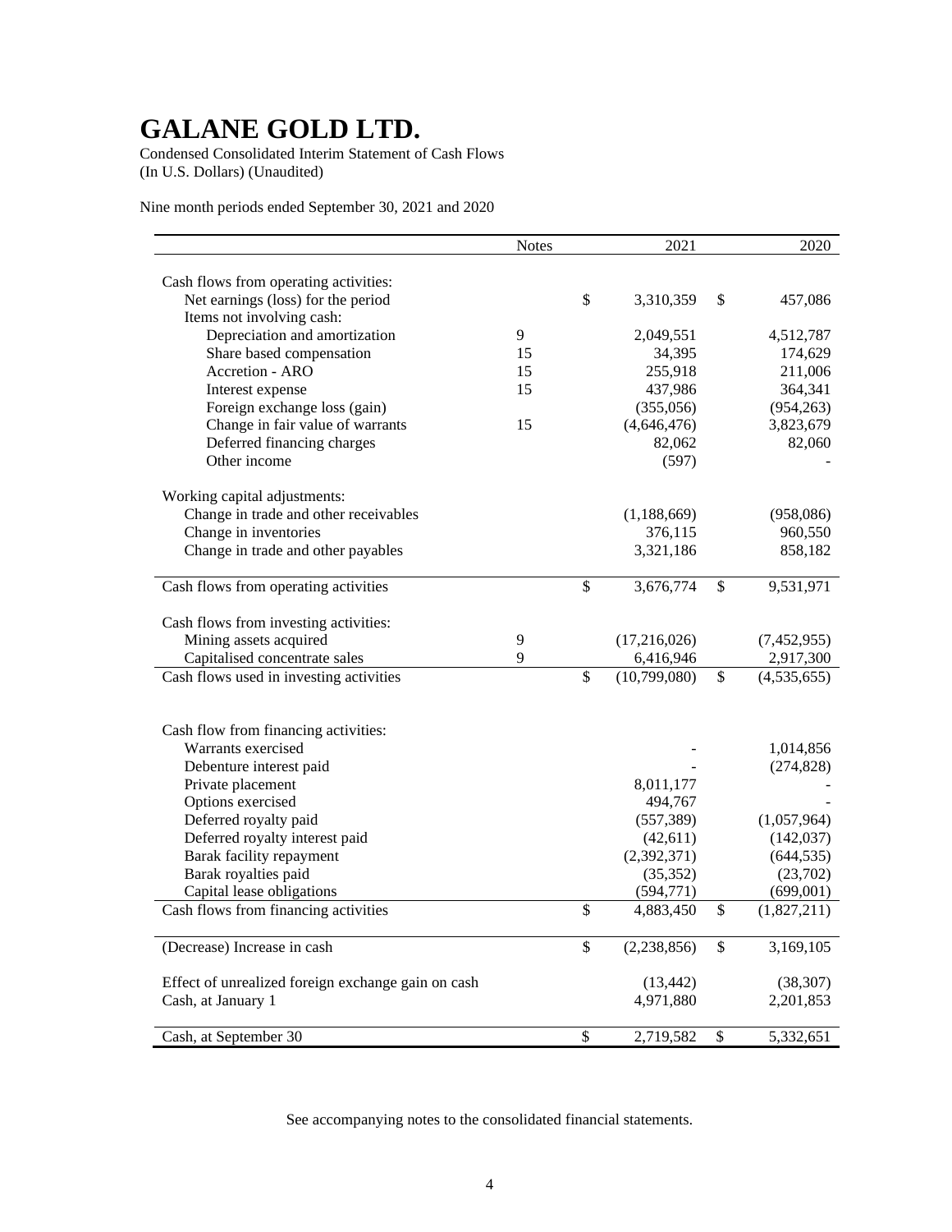# GALANE GOLD LTD.

Condensed Consolidated Interim Statement of Cash Flows
(In U.S. Dollars) (Unaudited)

Nine month periods ended September 30, 2021 and 2020

| | Notes | 2021 | 2020 |
|---|---|---|---|
| Cash flows from operating activities: | | | |
| Net earnings (loss) for the period | | $ 3,310,359 | $ 457,086 |
| Items not involving cash: | | | |
| Depreciation and amortization | 9 | 2,049,551 | 4,512,787 |
| Share based compensation | 15 | 34,395 | 174,629 |
| Accretion - ARO | 15 | 255,918 | 211,006 |
| Interest expense | 15 | 437,986 | 364,341 |
| Foreign exchange loss (gain) | | (355,056) | (954,263) |
| Change in fair value of warrants | 15 | (4,646,476) | 3,823,679 |
| Deferred financing charges | | 82,062 | 82,060 |
| Other income | | (597) | - |
| Working capital adjustments: | | | |
| Change in trade and other receivables | | (1,188,669) | (958,086) |
| Change in inventories | | 376,115 | 960,550 |
| Change in trade and other payables | | 3,321,186 | 858,182 |
| Cash flows from operating activities | | $ 3,676,774 | $ 9,531,971 |
| Cash flows from investing activities: | | | |
| Mining assets acquired | 9 | (17,216,026) | (7,452,955) |
| Capitalised concentrate sales | 9 | 6,416,946 | 2,917,300 |
| Cash flows used in investing activities | | $ (10,799,080) | $ (4,535,655) |
| Cash flow from financing activities: | | | |
| Warrants exercised | | - | 1,014,856 |
| Debenture interest paid | | - | (274,828) |
| Private placement | | 8,011,177 | - |
| Options exercised | | 494,767 | - |
| Deferred royalty paid | | (557,389) | (1,057,964) |
| Deferred royalty interest paid | | (42,611) | (142,037) |
| Barak facility repayment | | (2,392,371) | (644,535) |
| Barak royalties paid | | (35,352) | (23,702) |
| Capital lease obligations | | (594,771) | (699,001) |
| Cash flows from financing activities | | $ 4,883,450 | $ (1,827,211) |
| (Decrease) Increase in cash | | $ (2,238,856) | $ 3,169,105 |
| Effect of unrealized foreign exchange gain on cash | | (13,442) | (38,307) |
| Cash, at January 1 | | 4,971,880 | 2,201,853 |
| Cash, at September 30 | | $ 2,719,582 | $ 5,332,651 |

See accompanying notes to the consolidated financial statements.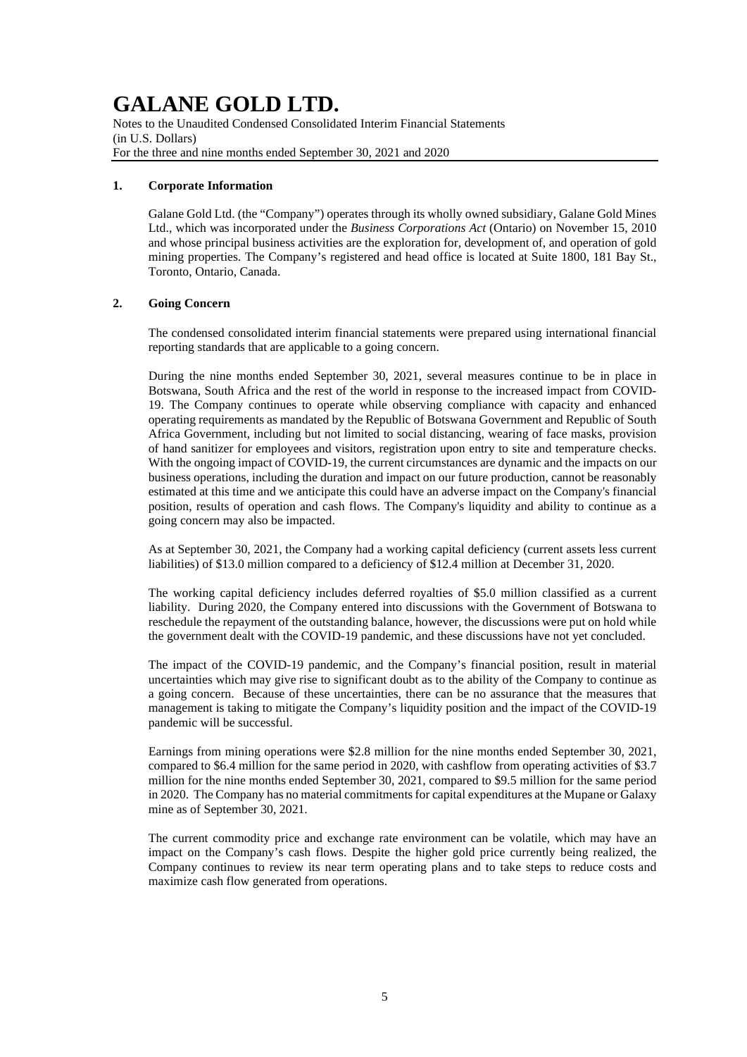# GALANE GOLD LTD.

Notes to the Unaudited Condensed Consolidated Interim Financial Statements
(in U.S. Dollars)
For the three and nine months ended September 30, 2021 and 2020

## 1. Corporate Information

Galane Gold Ltd. (the "Company") operates through its wholly owned subsidiary, Galane Gold Mines Ltd., which was incorporated under the *Business Corporations Act* (Ontario) on November 15, 2010 and whose principal business activities are the exploration for, development of, and operation of gold mining properties. The Company's registered and head office is located at Suite 1800, 181 Bay St., Toronto, Ontario, Canada.

## 2. Going Concern

The condensed consolidated interim financial statements were prepared using international financial reporting standards that are applicable to a going concern.

During the nine months ended September 30, 2021, several measures continue to be in place in Botswana, South Africa and the rest of the world in response to the increased impact from COVID-19. The Company continues to operate while observing compliance with capacity and enhanced operating requirements as mandated by the Republic of Botswana Government and Republic of South Africa Government, including but not limited to social distancing, wearing of face masks, provision of hand sanitizer for employees and visitors, registration upon entry to site and temperature checks. With the ongoing impact of COVID-19, the current circumstances are dynamic and the impacts on our business operations, including the duration and impact on our future production, cannot be reasonably estimated at this time and we anticipate this could have an adverse impact on the Company's financial position, results of operation and cash flows. The Company's liquidity and ability to continue as a going concern may also be impacted.

As at September 30, 2021, the Company had a working capital deficiency (current assets less current liabilities) of $13.0 million compared to a deficiency of $12.4 million at December 31, 2020.

The working capital deficiency includes deferred royalties of $5.0 million classified as a current liability. During 2020, the Company entered into discussions with the Government of Botswana to reschedule the repayment of the outstanding balance, however, the discussions were put on hold while the government dealt with the COVID-19 pandemic, and these discussions have not yet concluded.

The impact of the COVID-19 pandemic, and the Company's financial position, result in material uncertainties which may give rise to significant doubt as to the ability of the Company to continue as a going concern. Because of these uncertainties, there can be no assurance that the measures that management is taking to mitigate the Company's liquidity position and the impact of the COVID-19 pandemic will be successful.

Earnings from mining operations were $2.8 million for the nine months ended September 30, 2021, compared to $6.4 million for the same period in 2020, with cashflow from operating activities of $3.7 million for the nine months ended September 30, 2021, compared to $9.5 million for the same period in 2020. The Company has no material commitments for capital expenditures at the Mupane or Galaxy mine as of September 30, 2021.

The current commodity price and exchange rate environment can be volatile, which may have an impact on the Company's cash flows. Despite the higher gold price currently being realized, the Company continues to review its near term operating plans and to take steps to reduce costs and maximize cash flow generated from operations.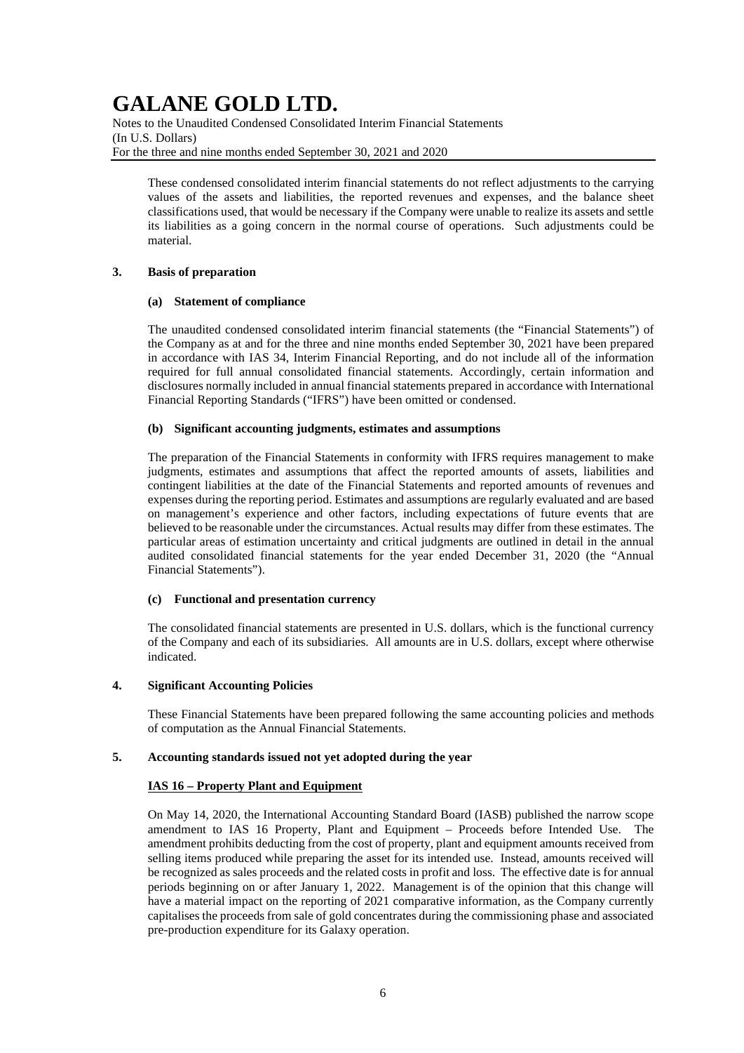These condensed consolidated interim financial statements do not reflect adjustments to the carrying values of the assets and liabilities, the reported revenues and expenses, and the balance sheet classifications used, that would be necessary if the Company were unable to realize its assets and settle its liabilities as a going concern in the normal course of operations. Such adjustments could be material.

## 3. Basis of preparation

### (a) Statement of compliance

The unaudited condensed consolidated interim financial statements (the "Financial Statements") of the Company as at and for the three and nine months ended September 30, 2021 have been prepared in accordance with IAS 34, Interim Financial Reporting, and do not include all of the information required for full annual consolidated financial statements. Accordingly, certain information and disclosures normally included in annual financial statements prepared in accordance with International Financial Reporting Standards ("IFRS") have been omitted or condensed.

### (b) Significant accounting judgments, estimates and assumptions

The preparation of the Financial Statements in conformity with IFRS requires management to make judgments, estimates and assumptions that affect the reported amounts of assets, liabilities and contingent liabilities at the date of the Financial Statements and reported amounts of revenues and expenses during the reporting period. Estimates and assumptions are regularly evaluated and are based on management's experience and other factors, including expectations of future events that are believed to be reasonable under the circumstances. Actual results may differ from these estimates. The particular areas of estimation uncertainty and critical judgments are outlined in detail in the annual audited consolidated financial statements for the year ended December 31, 2020 (the "Annual Financial Statements").

### (c) Functional and presentation currency

The consolidated financial statements are presented in U.S. dollars, which is the functional currency of the Company and each of its subsidiaries. All amounts are in U.S. dollars, except where otherwise indicated.

## 4. Significant Accounting Policies

These Financial Statements have been prepared following the same accounting policies and methods of computation as the Annual Financial Statements.

## 5. Accounting standards issued not yet adopted during the year

**IAS 16 – Property Plant and Equipment**

On May 14, 2020, the International Accounting Standard Board (IASB) published the narrow scope amendment to IAS 16 Property, Plant and Equipment – Proceeds before Intended Use. The amendment prohibits deducting from the cost of property, plant and equipment amounts received from selling items produced while preparing the asset for its intended use. Instead, amounts received will be recognized as sales proceeds and the related costs in profit and loss. The effective date is for annual periods beginning on or after January 1, 2022. Management is of the opinion that this change will have a material impact on the reporting of 2021 comparative information, as the Company currently capitalises the proceeds from sale of gold concentrates during the commissioning phase and associated pre-production expenditure for its Galaxy operation.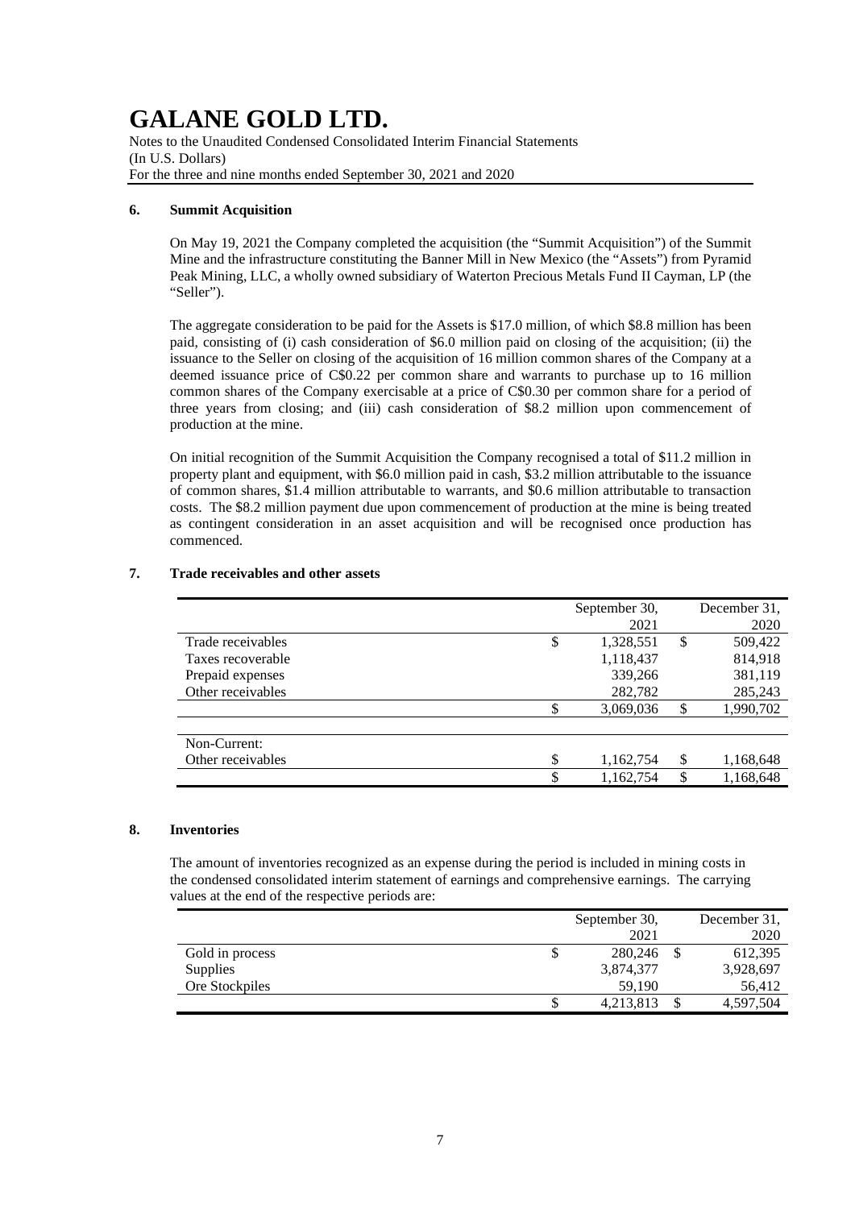## 6. Summit Acquisition

On May 19, 2021 the Company completed the acquisition (the "Summit Acquisition") of the Summit Mine and the infrastructure constituting the Banner Mill in New Mexico (the "Assets") from Pyramid Peak Mining, LLC, a wholly owned subsidiary of Waterton Precious Metals Fund II Cayman, LP (the "Seller").

The aggregate consideration to be paid for the Assets is $17.0 million, of which $8.8 million has been paid, consisting of (i) cash consideration of $6.0 million paid on closing of the acquisition; (ii) the issuance to the Seller on closing of the acquisition of 16 million common shares of the Company at a deemed issuance price of C$0.22 per common share and warrants to purchase up to 16 million common shares of the Company exercisable at a price of C$0.30 per common share for a period of three years from closing; and (iii) cash consideration of $8.2 million upon commencement of production at the mine.

On initial recognition of the Summit Acquisition the Company recognised a total of $11.2 million in property plant and equipment, with $6.0 million paid in cash, $3.2 million attributable to the issuance of common shares, $1.4 million attributable to warrants, and $0.6 million attributable to transaction costs. The $8.2 million payment due upon commencement of production at the mine is being treated as contingent consideration in an asset acquisition and will be recognised once production has commenced.

## 7. Trade receivables and other assets

| | September 30, 2021 | December 31, 2020 |
|---|---|---|
| Trade receivables | $ 1,328,551 | $ 509,422 |
| Taxes recoverable | 1,118,437 | 814,918 |
| Prepaid expenses | 339,266 | 381,119 |
| Other receivables | 282,782 | 285,243 |
| | $ 3,069,036 | $ 1,990,702 |
| | | |
| Non-Current: | | |
| Other receivables | $ 1,162,754 | $ 1,168,648 |
| | $ 1,162,754 | $ 1,168,648 |

## 8. Inventories

The amount of inventories recognized as an expense during the period is included in mining costs in the condensed consolidated interim statement of earnings and comprehensive earnings. The carrying values at the end of the respective periods are:

| | September 30, 2021 | December 31, 2020 |
|---|---|---|
| Gold in process | $ 280,246 | $ 612,395 |
| Supplies | 3,874,377 | 3,928,697 |
| Ore Stockpiles | 59,190 | 56,412 |
| | $ 4,213,813 | $ 4,597,504 |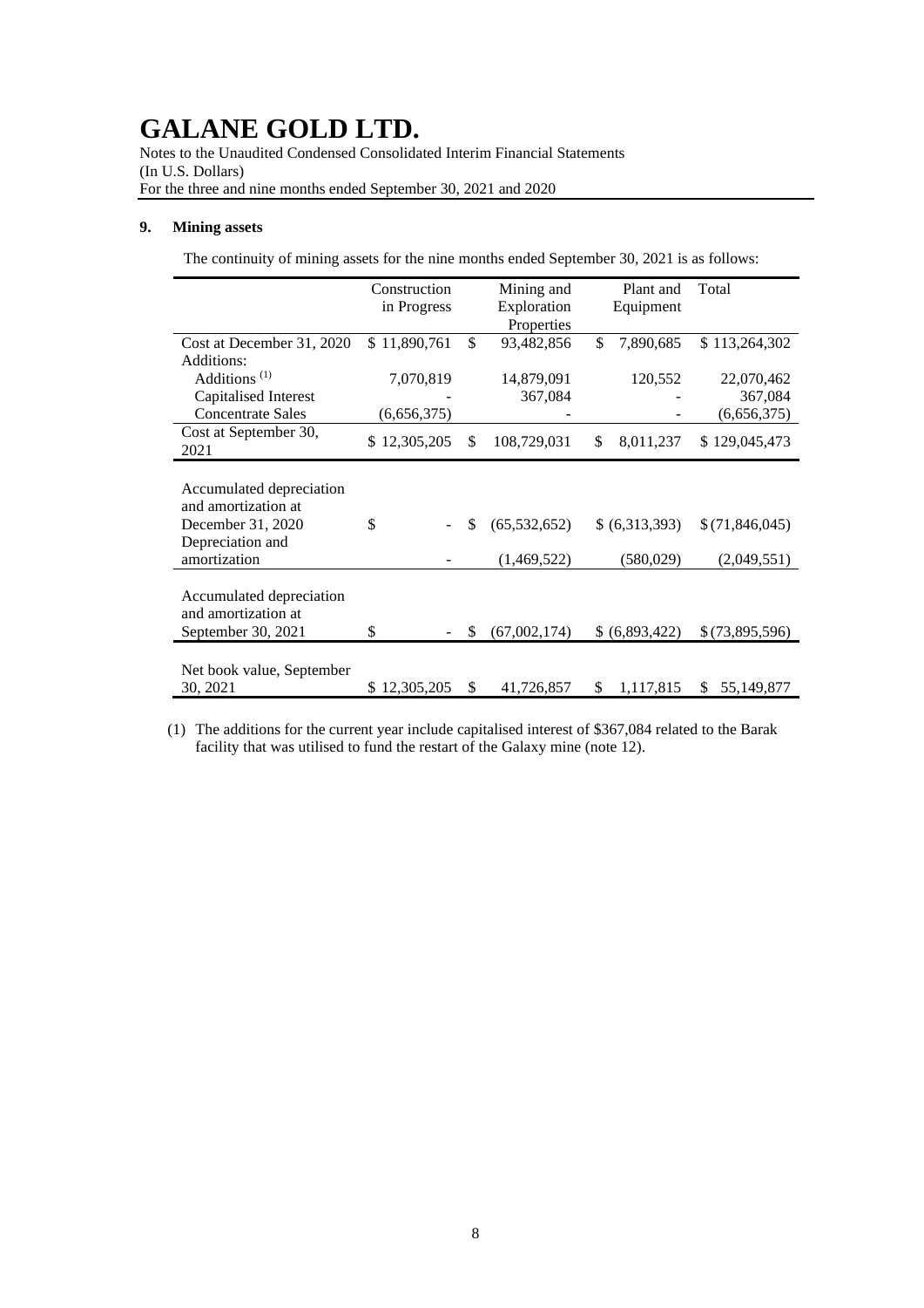# GALANE GOLD LTD.

Notes to the Unaudited Condensed Consolidated Interim Financial Statements
(In U.S. Dollars)
For the three and nine months ended September 30, 2021 and 2020

## 9. Mining assets

The continuity of mining assets for the nine months ended September 30, 2021 is as follows:

| | Construction in Progress | Mining and Exploration Properties | Plant and Equipment | Total |
|---|---|---|---|---|
| Cost at December 31, 2020 | $ 11,890,761 | $ 93,482,856 | $ 7,890,685 | $ 113,264,302 |
| Additions: | | | | |
| Additions [(1)] | 7,070,819 | 14,879,091 | 120,552 | 22,070,462 |
| Capitalised Interest | - | 367,084 | - | 367,084 |
| Concentrate Sales | (6,656,375) | - | - | (6,656,375) |
| Cost at September 30, 2021 | $ 12,305,205 | $ 108,729,031 | $ 8,011,237 | $ 129,045,473 |
| Accumulated depreciation and amortization at December 31, 2020 | $ - | $ (65,532,652) | $ (6,313,393) | $ (71,846,045) |
| Depreciation and amortization | - | (1,469,522) | (580,029) | (2,049,551) |
| Accumulated depreciation and amortization at September 30, 2021 | $ - | $ (67,002,174) | $ (6,893,422) | $ (73,895,596) |
| Net book value, September 30, 2021 | $ 12,305,205 | $ 41,726,857 | $ 1,117,815 | $ 55,149,877 |

(1) The additions for the current year include capitalised interest of $367,084 related to the Barak facility that was utilised to fund the restart of the Galaxy mine (note 12).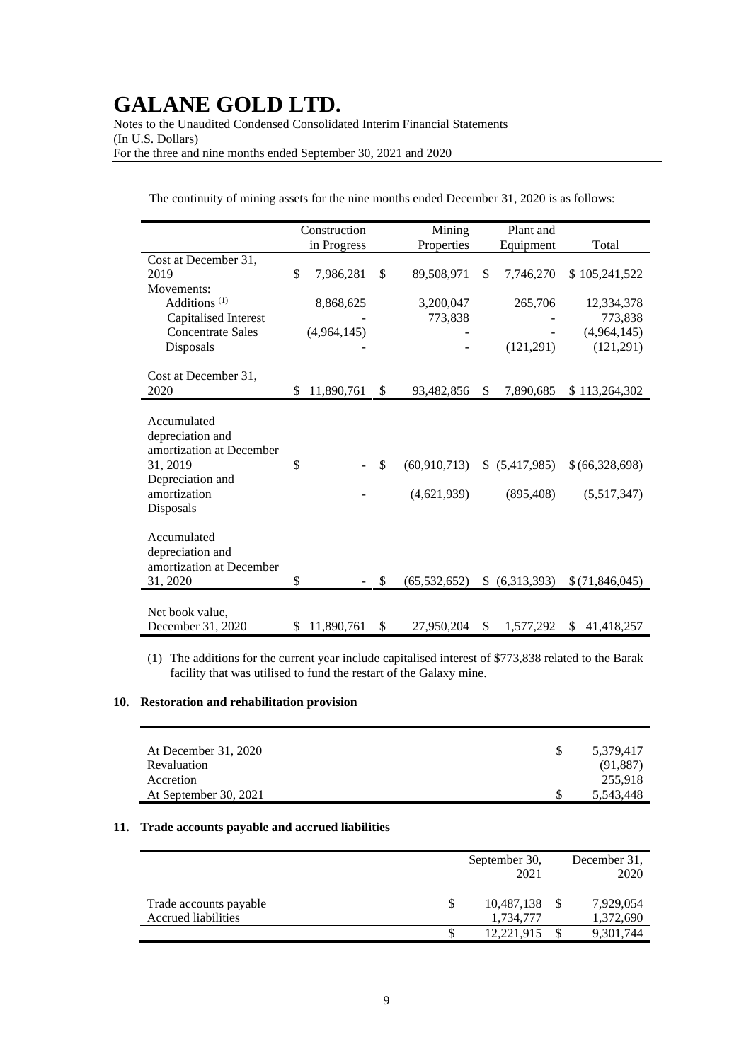The continuity of mining assets for the nine months ended December 31, 2020 is as follows:

| | Construction in Progress | Mining Properties | Plant and Equipment | Total |
|---|---|---|---|---|
| Cost at December 31, 2019 | $ 7,986,281 | $ 89,508,971 | $ 7,746,270 | $ 105,241,522 |
| Movements: | | | | |
| Additions [(1)] | 8,868,625 | 3,200,047 | 265,706 | 12,334,378 |
| Capitalised Interest | - | 773,838 | - | 773,838 |
| Concentrate Sales | (4,964,145) | - | - | (4,964,145) |
| Disposals | - | - | (121,291) | (121,291) |
| Cost at December 31, 2020 | $ 11,890,761 | $ 93,482,856 | $ 7,890,685 | $ 113,264,302 |
| Accumulated depreciation and amortization at December 31, 2019 | $ - | $ (60,910,713) | $ (5,417,985) | $ (66,328,698) |
| Depreciation and amortization | - | (4,621,939) | (895,408) | (5,517,347) |
| Disposals | | | | |
| Accumulated depreciation and amortization at December 31, 2020 | $ - | $ (65,532,652) | $ (6,313,393) | $ (71,846,045) |
| Net book value, December 31, 2020 | $ 11,890,761 | $ 27,950,204 | $ 1,577,292 | $ 41,418,257 |

(1) The additions for the current year include capitalised interest of $773,838 related to the Barak facility that was utilised to fund the restart of the Galaxy mine.

## 10. Restoration and rehabilitation provision

| | |
|---|---|
| At December 31, 2020 | $ 5,379,417 |
| Revaluation | (91,887) |
| Accretion | 255,918 |
| At September 30, 2021 | $ 5,543,448 |

## 11. Trade accounts payable and accrued liabilities

| | September 30, 2021 | December 31, 2020 |
|---|---|---|
| Trade accounts payable | $ 10,487,138 | $ 7,929,054 |
| Accrued liabilities | 1,734,777 | 1,372,690 |
| | $ 12,221,915 | $ 9,301,744 |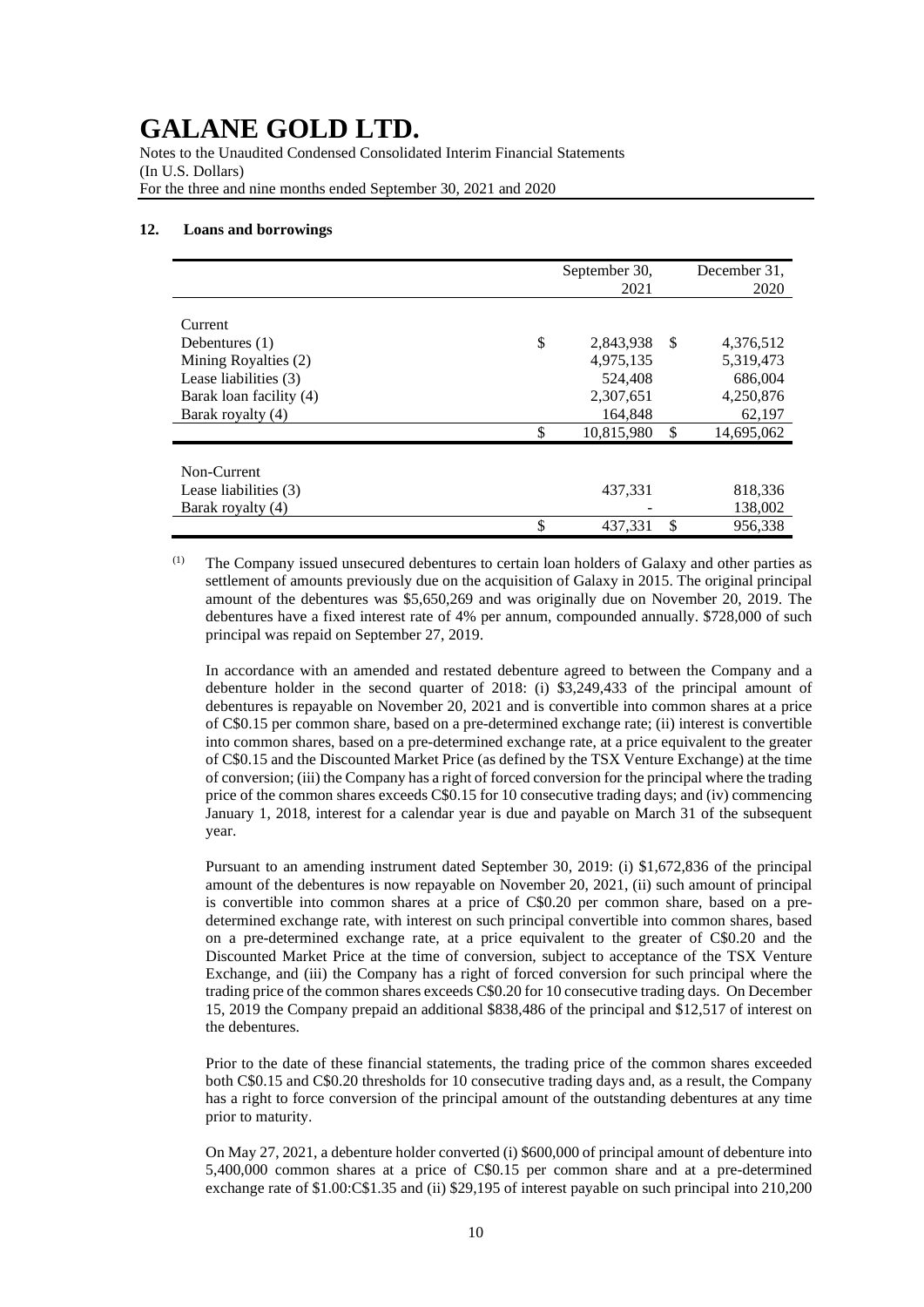# GALANE GOLD LTD.

Notes to the Unaudited Condensed Consolidated Interim Financial Statements
(In U.S. Dollars)
For the three and nine months ended September 30, 2021 and 2020

### 12. Loans and borrowings

| | September 30, 2021 | December 31, 2020 |
|---|---|---|
| **Current** | | |
| Debentures (1) | $ 2,843,938 | $ 4,376,512 |
| Mining Royalties (2) | 4,975,135 | 5,319,473 |
| Lease liabilities (3) | 524,408 | 686,004 |
| Barak loan facility (4) | 2,307,651 | 4,250,876 |
| Barak royalty (4) | 164,848 | 62,197 |
| | $ 10,815,980 | $ 14,695,062 |
| **Non-Current** | | |
| Lease liabilities (3) | 437,331 | 818,336 |
| Barak royalty (4) | - | 138,002 |
| | $ 437,331 | $ 956,338 |

(1) The Company issued unsecured debentures to certain loan holders of Galaxy and other parties as settlement of amounts previously due on the acquisition of Galaxy in 2015. The original principal amount of the debentures was $5,650,269 and was originally due on November 20, 2019. The debentures have a fixed interest rate of 4% per annum, compounded annually. $728,000 of such principal was repaid on September 27, 2019.

In accordance with an amended and restated debenture agreed to between the Company and a debenture holder in the second quarter of 2018: (i) $3,249,433 of the principal amount of debentures is repayable on November 20, 2021 and is convertible into common shares at a price of C$0.15 per common share, based on a pre-determined exchange rate; (ii) interest is convertible into common shares, based on a pre-determined exchange rate, at a price equivalent to the greater of C$0.15 and the Discounted Market Price (as defined by the TSX Venture Exchange) at the time of conversion; (iii) the Company has a right of forced conversion for the principal where the trading price of the common shares exceeds C$0.15 for 10 consecutive trading days; and (iv) commencing January 1, 2018, interest for a calendar year is due and payable on March 31 of the subsequent year.

Pursuant to an amending instrument dated September 30, 2019: (i) $1,672,836 of the principal amount of the debentures is now repayable on November 20, 2021, (ii) such amount of principal is convertible into common shares at a price of C$0.20 per common share, based on a pre-determined exchange rate, with interest on such principal convertible into common shares, based on a pre-determined exchange rate, at a price equivalent to the greater of C$0.20 and the Discounted Market Price at the time of conversion, subject to acceptance of the TSX Venture Exchange, and (iii) the Company has a right of forced conversion for such principal where the trading price of the common shares exceeds C$0.20 for 10 consecutive trading days. On December 15, 2019 the Company prepaid an additional $838,486 of the principal and $12,517 of interest on the debentures.

Prior to the date of these financial statements, the trading price of the common shares exceeded both C$0.15 and C$0.20 thresholds for 10 consecutive trading days and, as a result, the Company has a right to force conversion of the principal amount of the outstanding debentures at any time prior to maturity.

On May 27, 2021, a debenture holder converted (i) $600,000 of principal amount of debenture into 5,400,000 common shares at a price of C$0.15 per common share and at a pre-determined exchange rate of $1.00:C$1.35 and (ii) $29,195 of interest payable on such principal into 210,200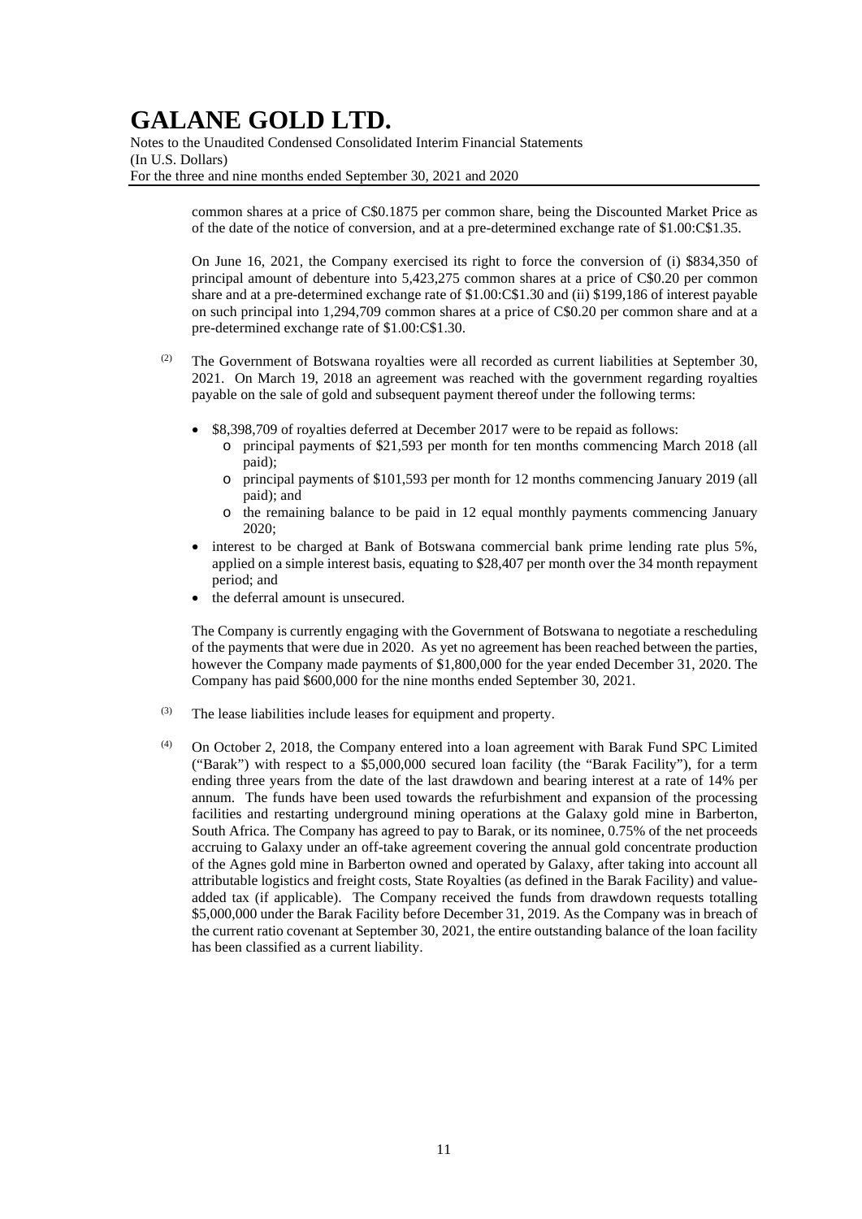common shares at a price of C$0.1875 per common share, being the Discounted Market Price as of the date of the notice of conversion, and at a pre-determined exchange rate of $1.00:C$1.35.

On June 16, 2021, the Company exercised its right to force the conversion of (i) $834,350 of principal amount of debenture into 5,423,275 common shares at a price of C$0.20 per common share and at a pre-determined exchange rate of $1.00:C$1.30 and (ii) $199,186 of interest payable on such principal into 1,294,709 common shares at a price of C$0.20 per common share and at a pre-determined exchange rate of $1.00:C$1.30.

(2) The Government of Botswana royalties were all recorded as current liabilities at September 30, 2021. On March 19, 2018 an agreement was reached with the government regarding royalties payable on the sale of gold and subsequent payment thereof under the following terms:

- $8,398,709 of royalties deferred at December 2017 were to be repaid as follows:
  - principal payments of $21,593 per month for ten months commencing March 2018 (all paid);
  - principal payments of $101,593 per month for 12 months commencing January 2019 (all paid); and
  - the remaining balance to be paid in 12 equal monthly payments commencing January 2020;
- interest to be charged at Bank of Botswana commercial bank prime lending rate plus 5%, applied on a simple interest basis, equating to $28,407 per month over the 34 month repayment period; and
- the deferral amount is unsecured.

The Company is currently engaging with the Government of Botswana to negotiate a rescheduling of the payments that were due in 2020. As yet no agreement has been reached between the parties, however the Company made payments of $1,800,000 for the year ended December 31, 2020. The Company has paid $600,000 for the nine months ended September 30, 2021.

(3) The lease liabilities include leases for equipment and property.

(4) On October 2, 2018, the Company entered into a loan agreement with Barak Fund SPC Limited ("Barak") with respect to a $5,000,000 secured loan facility (the "Barak Facility"), for a term ending three years from the date of the last drawdown and bearing interest at a rate of 14% per annum. The funds have been used towards the refurbishment and expansion of the processing facilities and restarting underground mining operations at the Galaxy gold mine in Barberton, South Africa. The Company has agreed to pay to Barak, or its nominee, 0.75% of the net proceeds accruing to Galaxy under an off-take agreement covering the annual gold concentrate production of the Agnes gold mine in Barberton owned and operated by Galaxy, after taking into account all attributable logistics and freight costs, State Royalties (as defined in the Barak Facility) and value-added tax (if applicable). The Company received the funds from drawdown requests totalling $5,000,000 under the Barak Facility before December 31, 2019. As the Company was in breach of the current ratio covenant at September 30, 2021, the entire outstanding balance of the loan facility has been classified as a current liability.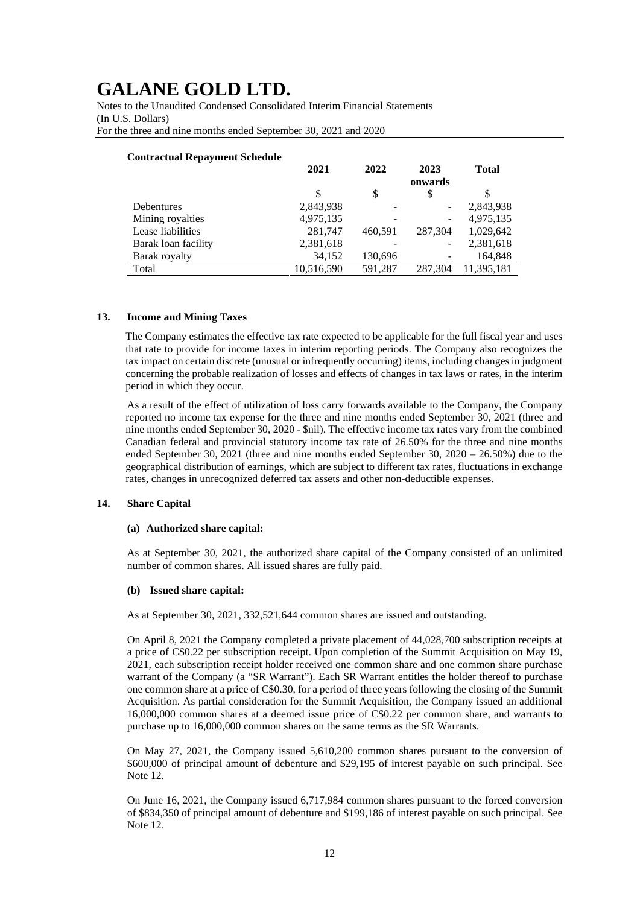**Contractual Repayment Schedule**

| | 2021 | 2022 | 2023 onwards | Total |
|---|---|---|---|---|
| | $ | $ | $ | $ |
| Debentures | 2,843,938 | - | - | 2,843,938 |
| Mining royalties | 4,975,135 | - | - | 4,975,135 |
| Lease liabilities | 281,747 | 460,591 | 287,304 | 1,029,642 |
| Barak loan facility | 2,381,618 | - | - | 2,381,618 |
| Barak royalty | 34,152 | 130,696 | - | 164,848 |
| Total | 10,516,590 | 591,287 | 287,304 | 11,395,181 |

## 13. Income and Mining Taxes

The Company estimates the effective tax rate expected to be applicable for the full fiscal year and uses that rate to provide for income taxes in interim reporting periods. The Company also recognizes the tax impact on certain discrete (unusual or infrequently occurring) items, including changes in judgment concerning the probable realization of losses and effects of changes in tax laws or rates, in the interim period in which they occur.

As a result of the effect of utilization of loss carry forwards available to the Company, the Company reported no income tax expense for the three and nine months ended September 30, 2021 (three and nine months ended September 30, 2020 - $nil). The effective income tax rates vary from the combined Canadian federal and provincial statutory income tax rate of 26.50% for the three and nine months ended September 30, 2021 (three and nine months ended September 30, 2020 – 26.50%) due to the geographical distribution of earnings, which are subject to different tax rates, fluctuations in exchange rates, changes in unrecognized deferred tax assets and other non-deductible expenses.

## 14. Share Capital

### (a) Authorized share capital:

As at September 30, 2021, the authorized share capital of the Company consisted of an unlimited number of common shares. All issued shares are fully paid.

### (b) Issued share capital:

As at September 30, 2021, 332,521,644 common shares are issued and outstanding.

On April 8, 2021 the Company completed a private placement of 44,028,700 subscription receipts at a price of C$0.22 per subscription receipt. Upon completion of the Summit Acquisition on May 19, 2021, each subscription receipt holder received one common share and one common share purchase warrant of the Company (a "SR Warrant"). Each SR Warrant entitles the holder thereof to purchase one common share at a price of C$0.30, for a period of three years following the closing of the Summit Acquisition. As partial consideration for the Summit Acquisition, the Company issued an additional 16,000,000 common shares at a deemed issue price of C$0.22 per common share, and warrants to purchase up to 16,000,000 common shares on the same terms as the SR Warrants.

On May 27, 2021, the Company issued 5,610,200 common shares pursuant to the conversion of $600,000 of principal amount of debenture and $29,195 of interest payable on such principal. See Note 12.

On June 16, 2021, the Company issued 6,717,984 common shares pursuant to the forced conversion of $834,350 of principal amount of debenture and $199,186 of interest payable on such principal. See Note 12.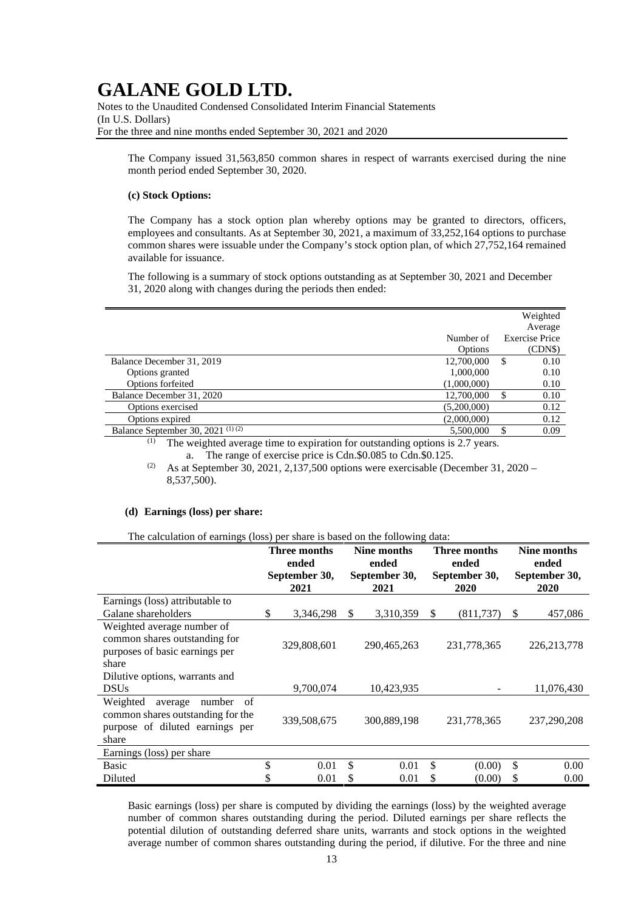The Company issued 31,563,850 common shares in respect of warrants exercised during the nine month period ended September 30, 2020.

**(c) Stock Options:**

The Company has a stock option plan whereby options may be granted to directors, officers, employees and consultants. As at September 30, 2021, a maximum of 33,252,164 options to purchase common shares were issuable under the Company's stock option plan, of which 27,752,164 remained available for issuance.

The following is a summary of stock options outstanding as at September 30, 2021 and December 31, 2020 along with changes during the periods then ended:

| | Number of Options | Weighted Average Exercise Price (CDN$) |
|---|---|---|
| Balance December 31, 2019 | 12,700,000 | $ 0.10 |
| Options granted | 1,000,000 | 0.10 |
| Options forfeited | (1,000,000) | 0.10 |
| Balance December 31, 2020 | 12,700,000 | $ 0.10 |
| Options exercised | (5,200,000) | 0.12 |
| Options expired | (2,000,000) | 0.12 |
| Balance September 30, 2021 (1) (2) | 5,500,000 | $ 0.09 |

(1) The weighted average time to expiration for outstanding options is 2.7 years.

a. The range of exercise price is Cdn.$0.085 to Cdn.$0.125.

(2) As at September 30, 2021, 2,137,500 options were exercisable (December 31, 2020 – 8,537,500).

**(d) Earnings (loss) per share:**

The calculation of earnings (loss) per share is based on the following data:

| | Three months ended September 30, 2021 | Nine months ended September 30, 2021 | Three months ended September 30, 2020 | Nine months ended September 30, 2020 |
|---|---|---|---|---|
| Earnings (loss) attributable to Galane shareholders | $ 3,346,298 | $ 3,310,359 | $ (811,737) | $ 457,086 |
| Weighted average number of common shares outstanding for purposes of basic earnings per share | 329,808,601 | 290,465,263 | 231,778,365 | 226,213,778 |
| Dilutive options, warrants and DSUs | 9,700,074 | 10,423,935 | - | 11,076,430 |
| Weighted average number of common shares outstanding for the purpose of diluted earnings per share | 339,508,675 | 300,889,198 | 231,778,365 | 237,290,208 |
| Earnings (loss) per share | | | | |
| Basic | $ 0.01 | $ 0.01 | $ (0.00) | $ 0.00 |
| Diluted | $ 0.01 | $ 0.01 | $ (0.00) | $ 0.00 |

Basic earnings (loss) per share is computed by dividing the earnings (loss) by the weighted average number of common shares outstanding during the period. Diluted earnings per share reflects the potential dilution of outstanding deferred share units, warrants and stock options in the weighted average number of common shares outstanding during the period, if dilutive. For the three and nine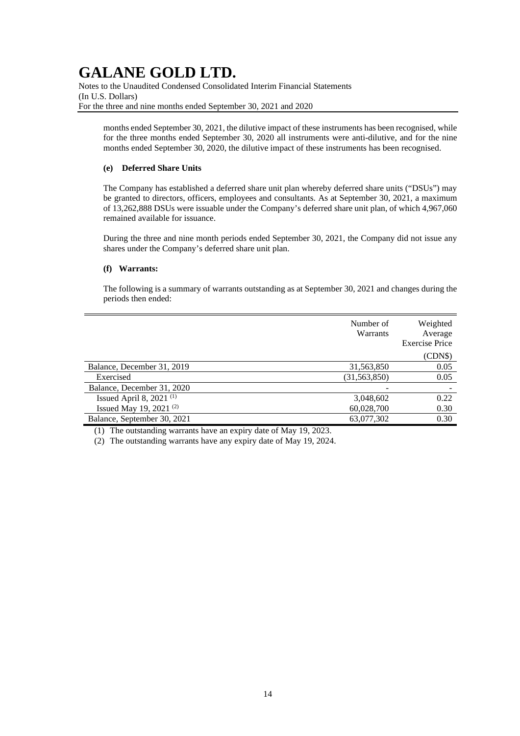months ended September 30, 2021, the dilutive impact of these instruments has been recognised, while for the three months ended September 30, 2020 all instruments were anti-dilutive, and for the nine months ended September 30, 2020, the dilutive impact of these instruments has been recognised.

**(e) Deferred Share Units**

The Company has established a deferred share unit plan whereby deferred share units ("DSUs") may be granted to directors, officers, employees and consultants. As at September 30, 2021, a maximum of 13,262,888 DSUs were issuable under the Company's deferred share unit plan, of which 4,967,060 remained available for issuance.

During the three and nine month periods ended September 30, 2021, the Company did not issue any shares under the Company's deferred share unit plan.

**(f) Warrants:**

The following is a summary of warrants outstanding as at September 30, 2021 and changes during the periods then ended:

| | Number of Warrants | Weighted Average Exercise Price |
|---|---|---|
| | | (CDN$) |
| Balance, December 31, 2019 | 31,563,850 | 0.05 |
| Exercised | (31,563,850) | 0.05 |
| Balance, December 31, 2020 | - | - |
| Issued April 8, 2021 (1) | 3,048,602 | 0.22 |
| Issued May 19, 2021 (2) | 60,028,700 | 0.30 |
| Balance, September 30, 2021 | 63,077,302 | 0.30 |

(1) The outstanding warrants have an expiry date of May 19, 2023.

(2) The outstanding warrants have any expiry date of May 19, 2024.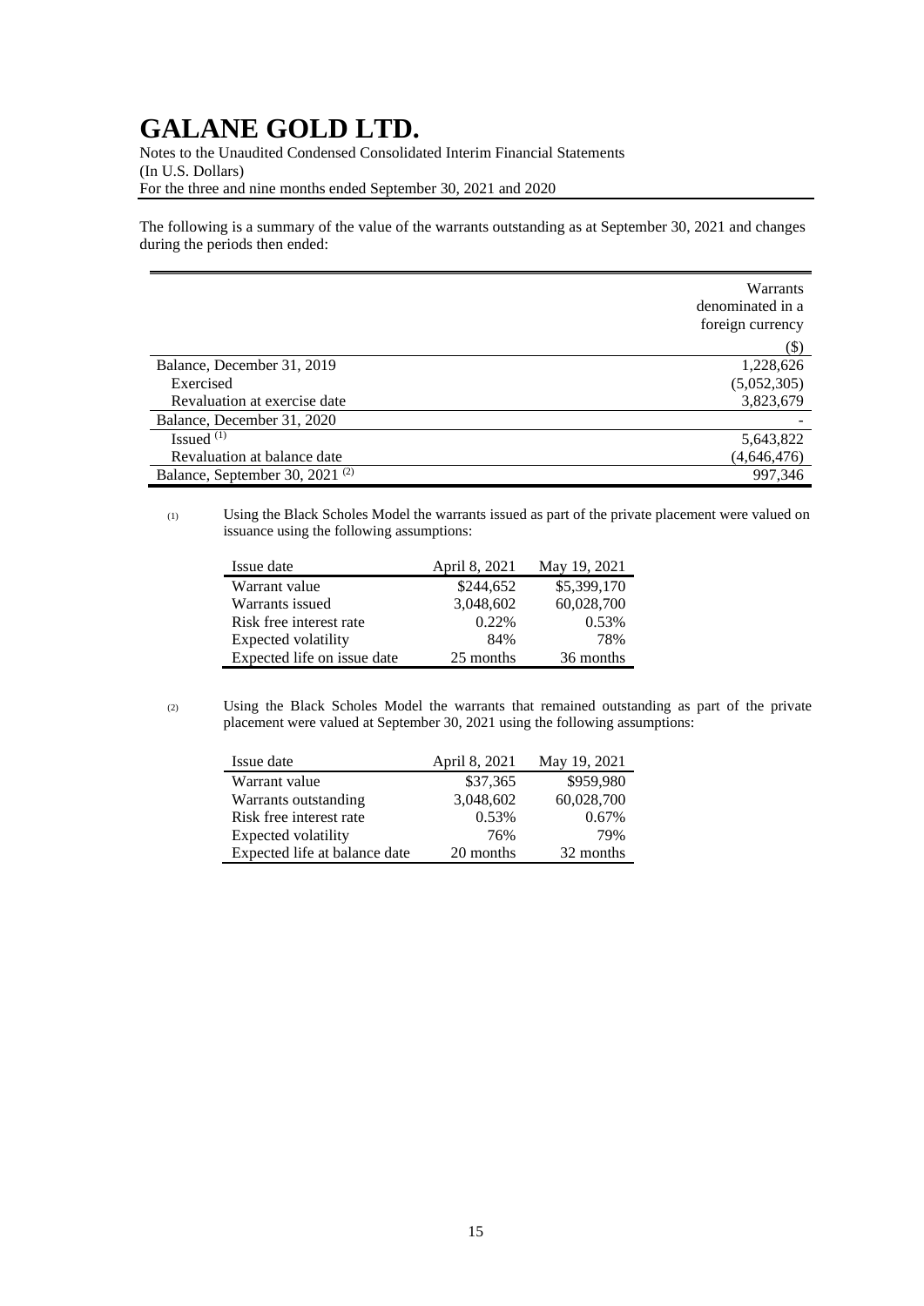The following is a summary of the value of the warrants outstanding as at September 30, 2021 and changes during the periods then ended:

| | Warrants denominated in a foreign currency |
|---|---|
| | ($) |
| Balance, December 31, 2019 | 1,228,626 |
| Exercised | (5,052,305) |
| Revaluation at exercise date | 3,823,679 |
| Balance, December 31, 2020 | - |
| Issued (1) | 5,643,822 |
| Revaluation at balance date | (4,646,476) |
| Balance, September 30, 2021 (2) | 997,346 |

(1) Using the Black Scholes Model the warrants issued as part of the private placement were valued on issuance using the following assumptions:

| Issue date | April 8, 2021 | May 19, 2021 |
|---|---|---|
| Warrant value | $244,652 | $5,399,170 |
| Warrants issued | 3,048,602 | 60,028,700 |
| Risk free interest rate | 0.22% | 0.53% |
| Expected volatility | 84% | 78% |
| Expected life on issue date | 25 months | 36 months |

(2) Using the Black Scholes Model the warrants that remained outstanding as part of the private placement were valued at September 30, 2021 using the following assumptions:

| Issue date | April 8, 2021 | May 19, 2021 |
|---|---|---|
| Warrant value | $37,365 | $959,980 |
| Warrants outstanding | 3,048,602 | 60,028,700 |
| Risk free interest rate | 0.53% | 0.67% |
| Expected volatility | 76% | 79% |
| Expected life at balance date | 20 months | 32 months |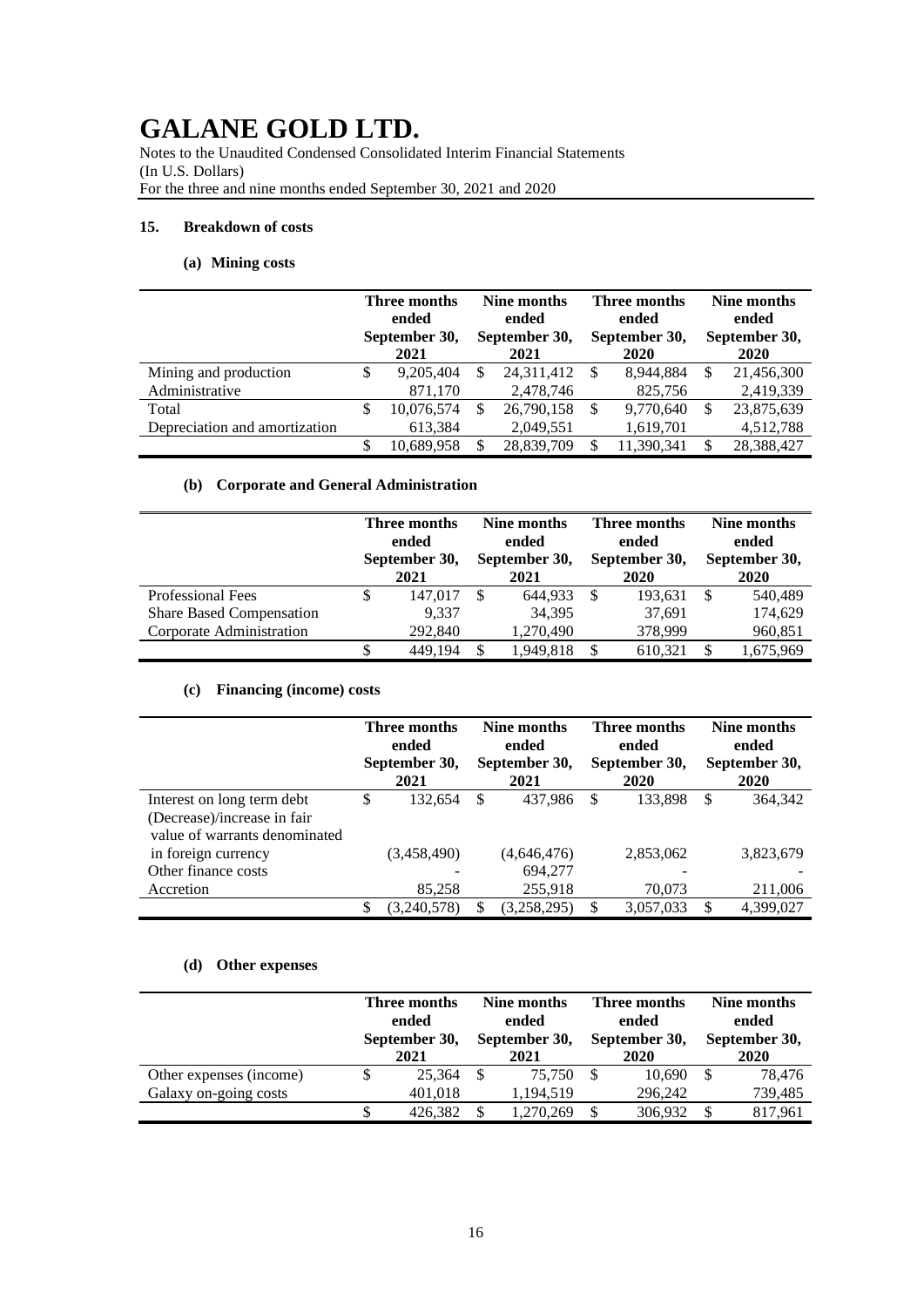# GALANE GOLD LTD.

Notes to the Unaudited Condensed Consolidated Interim Financial Statements
(In U.S. Dollars)
For the three and nine months ended September 30, 2021 and 2020

## 15. Breakdown of costs

### (a) Mining costs

| | Three months ended September 30, 2021 | Nine months ended September 30, 2021 | Three months ended September 30, 2020 | Nine months ended September 30, 2020 |
|---|---|---|---|---|
| Mining and production | $ 9,205,404 | $ 24,311,412 | $ 8,944,884 | $ 21,456,300 |
| Administrative | 871,170 | 2,478,746 | 825,756 | 2,419,339 |
| Total | $ 10,076,574 | $ 26,790,158 | $ 9,770,640 | $ 23,875,639 |
| Depreciation and amortization | 613,384 | 2,049,551 | 1,619,701 | 4,512,788 |
| | $ 10,689,958 | $ 28,839,709 | $ 11,390,341 | $ 28,388,427 |

### (b) Corporate and General Administration

| | Three months ended September 30, 2021 | Nine months ended September 30, 2021 | Three months ended September 30, 2020 | Nine months ended September 30, 2020 |
|---|---|---|---|---|
| Professional Fees | $ 147,017 | $ 644,933 | $ 193,631 | $ 540,489 |
| Share Based Compensation | 9,337 | 34,395 | 37,691 | 174,629 |
| Corporate Administration | 292,840 | 1,270,490 | 378,999 | 960,851 |
| | $ 449,194 | $ 1,949,818 | $ 610,321 | $ 1,675,969 |

### (c) Financing (income) costs

| | Three months ended September 30, 2021 | Nine months ended September 30, 2021 | Three months ended September 30, 2020 | Nine months ended September 30, 2020 |
|---|---|---|---|---|
| Interest on long term debt | $ 132,654 | $ 437,986 | $ 133,898 | $ 364,342 |
| (Decrease)/increase in fair value of warrants denominated in foreign currency | (3,458,490) | (4,646,476) | 2,853,062 | 3,823,679 |
| Other finance costs | - | 694,277 | - | - |
| Accretion | 85,258 | 255,918 | 70,073 | 211,006 |
| | $ (3,240,578) | $ (3,258,295) | $ 3,057,033 | $ 4,399,027 |

### (d) Other expenses

| | Three months ended September 30, 2021 | Nine months ended September 30, 2021 | Three months ended September 30, 2020 | Nine months ended September 30, 2020 |
|---|---|---|---|---|
| Other expenses (income) | $ 25,364 | $ 75,750 | $ 10,690 | $ 78,476 |
| Galaxy on-going costs | 401,018 | 1,194,519 | 296,242 | 739,485 |
| | $ 426,382 | $ 1,270,269 | $ 306,932 | $ 817,961 |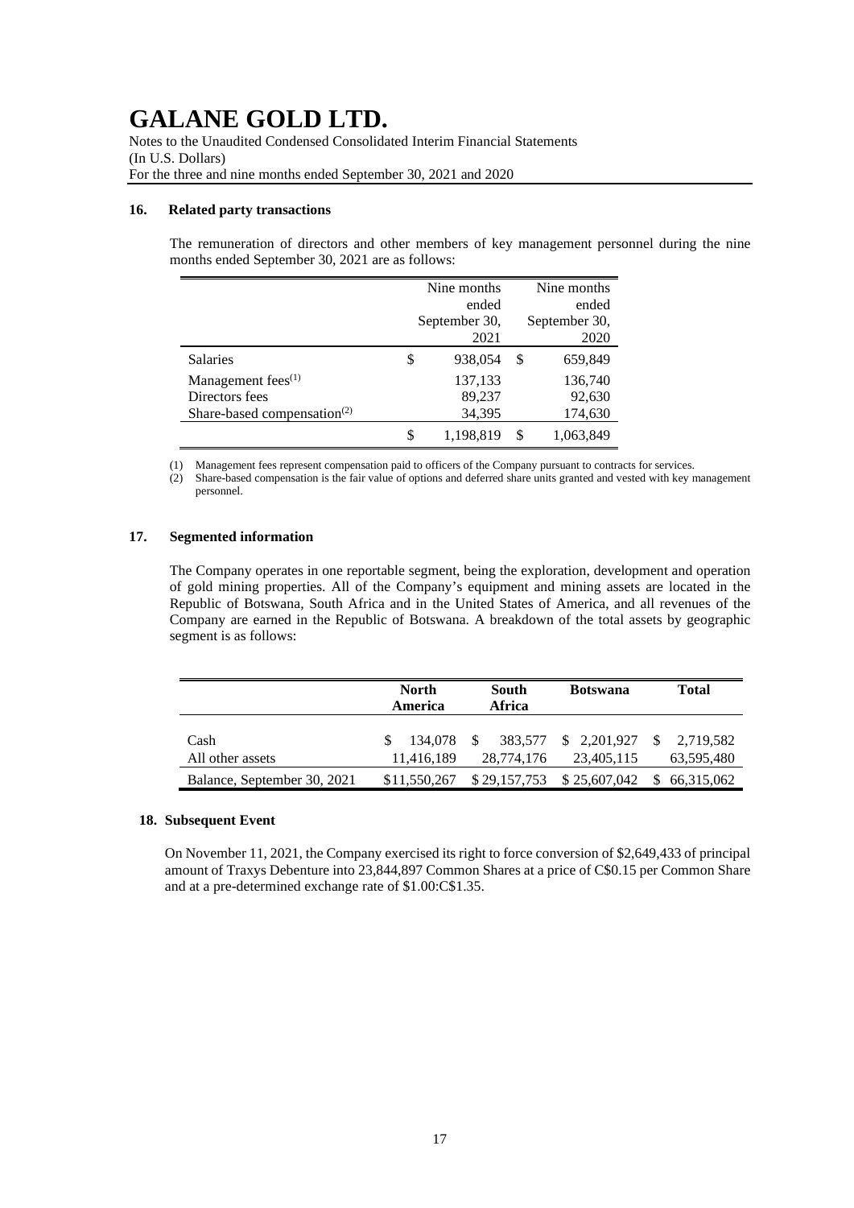# GALANE GOLD LTD.

Notes to the Unaudited Condensed Consolidated Interim Financial Statements
(In U.S. Dollars)
For the three and nine months ended September 30, 2021 and 2020

## 16. Related party transactions

The remuneration of directors and other members of key management personnel during the nine months ended September 30, 2021 are as follows:

| | Nine months ended September 30, 2021 | Nine months ended September 30, 2020 |
|---|---|---|
| Salaries | $ 938,054 | $ 659,849 |
| Management fees[(1)] | 137,133 | 136,740 |
| Directors fees | 89,237 | 92,630 |
| Share-based compensation[(2)] | 34,395 | 174,630 |
| | $ 1,198,819 | $ 1,063,849 |

(1) Management fees represent compensation paid to officers of the Company pursuant to contracts for services.
(2) Share-based compensation is the fair value of options and deferred share units granted and vested with key management personnel.

## 17. Segmented information

The Company operates in one reportable segment, being the exploration, development and operation of gold mining properties. All of the Company's equipment and mining assets are located in the Republic of Botswana, South Africa and in the United States of America, and all revenues of the Company are earned in the Republic of Botswana. A breakdown of the total assets by geographic segment is as follows:

| | North America | South Africa | Botswana | Total |
|---|---|---|---|---|
| Cash | $ 134,078 | $ 383,577 | $ 2,201,927 | $ 2,719,582 |
| All other assets | 11,416,189 | 28,774,176 | 23,405,115 | 63,595,480 |
| Balance, September 30, 2021 | $11,550,267 | $ 29,157,753 | $ 25,607,042 | $ 66,315,062 |

## 18. Subsequent Event

On November 11, 2021, the Company exercised its right to force conversion of $2,649,433 of principal amount of Traxys Debenture into 23,844,897 Common Shares at a price of C$0.15 per Common Share and at a pre-determined exchange rate of $1.00:C$1.35.